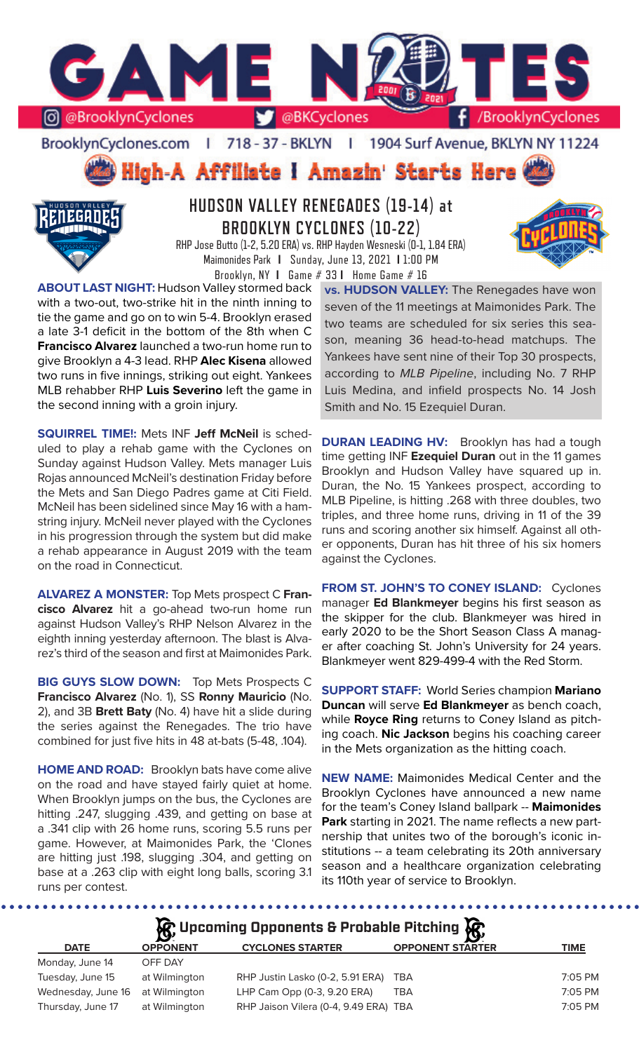# GAME NOTES

@BrooklynCyclones | @BKCyclones | /BrooklynCyclones

BrooklynCyclones.com | 718 - 37 - BKLYN | 1904 Surf Avenue, BKLYN NY 11224

**High-A Affiliate I Amazin' Starts Here**

## HUDSON VALLEY RENEGADES (19-14) at BROOKLYN CYCLONES (10-22)

RHP Jose Butto (1-2, 5.20 ERA) vs. RHP Hayden Wesneski (0-1, 1.84 ERA)
Maimonides Park | Sunday, June 13, 2021 | 1:00 PM
Brooklyn, NY | Game # 33 | Home Game # 16

**ABOUT LAST NIGHT:** Hudson Valley stormed back with a two-out, two-strike hit in the ninth inning to tie the game and go on to win 5-4. Brooklyn erased a late 3-1 deficit in the bottom of the 8th when C **Francisco Alvarez** launched a two-run home run to give Brooklyn a 4-3 lead. RHP **Alec Kisena** allowed two runs in five innings, striking out eight. Yankees MLB rehabber RHP **Luis Severino** left the game in the second inning with a groin injury.

**SQUIRREL TIME!:** Mets INF **Jeff McNeil** is scheduled to play a rehab game with the Cyclones on Sunday against Hudson Valley. Mets manager Luis Rojas announced McNeil's destination Friday before the Mets and San Diego Padres game at Citi Field. McNeil has been sidelined since May 16 with a hamstring injury. McNeil never played with the Cyclones in his progression through the system but did make a rehab appearance in August 2019 with the team on the road in Connecticut.

**ALVAREZ A MONSTER:** Top Mets prospect C **Francisco Alvarez** hit a go-ahead two-run home run against Hudson Valley's RHP Nelson Alvarez in the eighth inning yesterday afternoon. The blast is Alvarez's third of the season and first at Maimonides Park.

**BIG GUYS SLOW DOWN:** Top Mets Prospects C **Francisco Alvarez** (No. 1), SS **Ronny Mauricio** (No. 2), and 3B **Brett Baty** (No. 4) have hit a slide during the series against the Renegades. The trio have combined for just five hits in 48 at-bats (5-48, .104).

**HOME AND ROAD:** Brooklyn bats have come alive on the road and have stayed fairly quiet at home. When Brooklyn jumps on the bus, the Cyclones are hitting .247, slugging .439, and getting on base at a .341 clip with 26 home runs, scoring 5.5 runs per game. However, at Maimonides Park, the 'Clones are hitting just .198, slugging .304, and getting on base at a .263 clip with eight long balls, scoring 3.1 runs per contest.

**vs. HUDSON VALLEY:** The Renegades have won seven of the 11 meetings at Maimonides Park. The two teams are scheduled for six series this season, meaning 36 head-to-head matchups. The Yankees have sent nine of their Top 30 prospects, according to *MLB Pipeline*, including No. 7 RHP Luis Medina, and infield prospects No. 14 Josh Smith and No. 15 Ezequiel Duran.

**DURAN LEADING HV:** Brooklyn has had a tough time getting INF **Ezequiel Duran** out in the 11 games Brooklyn and Hudson Valley have squared up in. Duran, the No. 15 Yankees prospect, according to MLB Pipeline, is hitting .268 with three doubles, two triples, and three home runs, driving in 11 of the 39 runs and scoring another six himself. Against all other opponents, Duran has hit three of his six homers against the Cyclones.

**FROM ST. JOHN'S TO CONEY ISLAND:** Cyclones manager **Ed Blankmeyer** begins his first season as the skipper for the club. Blankmeyer was hired in early 2020 to be the Short Season Class A manager after coaching St. John's University for 24 years. Blankmeyer went 829-499-4 with the Red Storm.

**SUPPORT STAFF:** World Series champion **Mariano Duncan** will serve **Ed Blankmeyer** as bench coach, while **Royce Ring** returns to Coney Island as pitching coach. **Nic Jackson** begins his coaching career in the Mets organization as the hitting coach.

**NEW NAME:** Maimonides Medical Center and the Brooklyn Cyclones have announced a new name for the team's Coney Island ballpark -- **Maimonides Park** starting in 2021. The name reflects a new partnership that unites two of the borough's iconic institutions -- a team celebrating its 20th anniversary season and a healthcare organization celebrating its 110th year of service to Brooklyn.

### Upcoming Opponents & Probable Pitching

| DATE | OPPONENT | CYCLONES STARTER | OPPONENT STARTER | TIME |
|---|---|---|---|---|
| Monday, June 14 | OFF DAY | | | |
| Tuesday, June 15 | at Wilmington | RHP Justin Lasko (0-2, 5.91 ERA) | TBA | 7:05 PM |
| Wednesday, June 16 | at Wilmington | LHP Cam Opp (0-3, 9.20 ERA) | TBA | 7:05 PM |
| Thursday, June 17 | at Wilmington | RHP Jaison Vilera (0-4, 9.49 ERA) | TBA | 7:05 PM |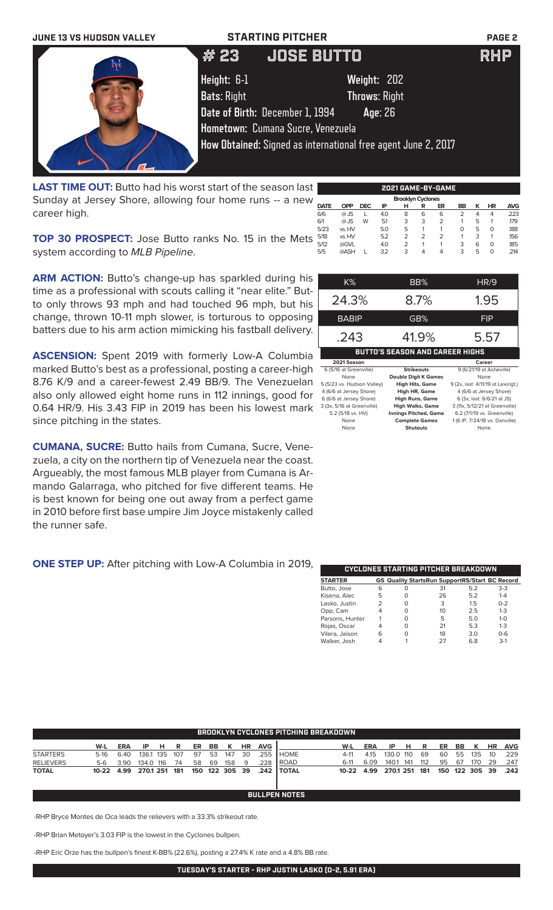JUNE 13 VS HUDSON VALLEY — STARTING PITCHER

# #23 JOSE BUTTO — RHP

**Height:** 6-1 **Weight:** 202
**Bats:** Right **Throws:** Right
**Date of Birth:** December 1, 1994 **Age:** 26
**Hometown:** Cumana Sucre, Venezuela
**How Obtained:** Signed as international free agent June 2, 2017

**LAST TIME OUT:** Butto had his worst start of the season last Sunday at Jersey Shore, allowing four home runs -- a new career high.

**TOP 30 PROSPECT:** Jose Butto ranks No. 15 in the Mets system according to *MLB Pipeline*.

**ARM ACTION:** Butto's change-up has sparkled during his time as a professional with scouts calling it "near elite." Butto only throws 93 mph and had touched 96 mph, but his change, thrown 10-11 mph slower, is torturous to opposing batters due to his arm action mimicking his fastball delivery.

**ASCENSION:** Spent 2019 with formerly Low-A Columbia marked Butto's best as a professional, posting a career-high 8.76 K/9 and a career-fewest 2.49 BB/9. The Venezuelan also only allowed eight home runs in 112 innings, good for 0.64 HR/9. His 3.43 FIP in 2019 has been his lowest mark since pitching in the states.

**CUMANA, SUCRE:** Butto hails from Cumana, Sucre, Venezuela, a city on the northern tip of Venezuela near the coast. Argueably, the most famous MLB player from Cumana is Armando Galarraga, who pitched for five different teams. He is best known for being one out away from a perfect game in 2010 before first base umpire Jim Joyce mistakenly called the runner safe.

**ONE STEP UP:** After pitching with Low-A Columbia in 2019,

### 2021 GAME-BY-GAME

Brooklyn Cyclones

| DATE | OPP | DEC | IP | H | R | ER | BB | K | HR | AVG |
|---|---|---|---|---|---|---|---|---|---|---|
| 6/6 | @JS | L | 4.0 | 8 | 6 | 6 | 2 | 4 | 4 | .223 |
| 6/1 | @JS | W | 5.1 | 3 | 3 | 2 | 1 | 5 | 1 | .179 |
| 5/23 | vs. HV | | 5.0 | 5 | 1 | 1 | 0 | 5 | 0 | .188 |
| 5/18 | vs. HV | | 5.2 | 2 | 2 | 2 | 1 | 3 | 1 | .156 |
| 5/12 | @GVL | | 4.0 | 2 | 1 | 1 | 3 | 6 | 0 | .185 |
| 5/5 | @ASH | L | 3.2 | 3 | 4 | 4 | 3 | 5 | 0 | .214 |

| K% | BB% | HR/9 |
|---|---|---|
| 24.3% | 8.7% | 1.95 |

| BABIP | GB% | FIP |
|---|---|---|
| .243 | 41.9% | 5.57 |

### BUTTO'S SEASON AND CAREER HIGHS

| 2021 Season | | Career |
|---|---|---|
| 6 (5/16 at Greenville) | Strikeouts | 9 (6/21/19 at Asheville) |
| None | Double Digit K Games | None |
| 5 (5/23 vs. Hudson Valley) | High Hits, Game | 9 (2x, last: 4/11/19 at Lexingt.) |
| 4 (6/6 at Jersey Shore) | High HR, Game | 4 (6/6 at Jersey Shore) |
| 6 (6/6 at Jersey Shore) | High Runs, Game | 6 (3x, last: 6/6/21 at JS) |
| 3 (3x, 5/16 at Greenville) | High Walks, Game | 3 (11x, 5/12/21 at Greenville) |
| 5.2 (5/18 vs. HV) | Innings Pitched, Game | 6.2 (7/1/19 vs. Greenville) |
| None | Complete Games | 1 (6 IP, 7/24/18 vs. Danville) |
| None | Shutouts | None |

### CYCLONES STARTING PITCHER BREAKDOWN

| STARTER | GS | Quality Starts | Run Support | RS/Start | BC Record |
|---|---|---|---|---|---|
| Butto, Jose | 6 | 0 | 31 | 5.2 | 3-3 |
| Kisena, Alec | 5 | 0 | 26 | 5.2 | 1-4 |
| Lasko, Justin | 2 | 0 | 3 | 1.5 | 0-2 |
| Opp, Cam | 4 | 0 | 10 | 2.5 | 1-3 |
| Parsons, Hunter | 1 | 0 | 5 | 5.0 | 1-0 |
| Rojas, Oscar | 4 | 0 | 21 | 5.3 | 1-3 |
| Vilera, Jaison | 6 | 0 | 18 | 3.0 | 0-6 |
| Walker, Josh | 4 | 1 | 27 | 6.8 | 3-1 |

### BROOKLYN CYCLONES PITCHING BREAKDOWN

| | W-L | ERA | IP | H | R | ER | BB | K | HR | AVG |
|---|---|---|---|---|---|---|---|---|---|---|
| STARTERS | 5-16 | 6.40 | 136.1 | 135 | 107 | 97 | 53 | 147 | 30 | .255 |
| RELIEVERS | 5-6 | 3.90 | 134.0 | 116 | 74 | 58 | 69 | 158 | 9 | .228 |
| **TOTAL** | **10-22** | **4.99** | **270.1** | **251** | **181** | **150** | **122** | **305** | **39** | **.242** |

| | W-L | ERA | IP | H | R | ER | BB | K | HR | AVG |
|---|---|---|---|---|---|---|---|---|---|---|
| HOME | 4-11 | 4.15 | 130.0 | 110 | 69 | 60 | 55 | 135 | 10 | .229 |
| ROAD | 6-11 | 6.09 | 140.1 | 141 | 112 | 95 | 67 | 170 | 29 | .247 |
| **TOTAL** | **10-22** | **4.99** | **270.1** | **251** | **181** | **150** | **122** | **305** | **39** | **.242** |

### BULLPEN NOTES

-RHP Bryce Montes de Oca leads the relievers with a 33.3% strikeout rate.

-RHP Brian Metoyer's 3.03 FIP is the lowest in the Cyclones bullpen.

-RHP Eric Orze has the bullpen's finest K-BB% (22.6%), posting a 27.4% K rate and a 4.8% BB rate.

**TUESDAY'S STARTER - RHP JUSTIN LASKO (0-2, 5.91 ERA)**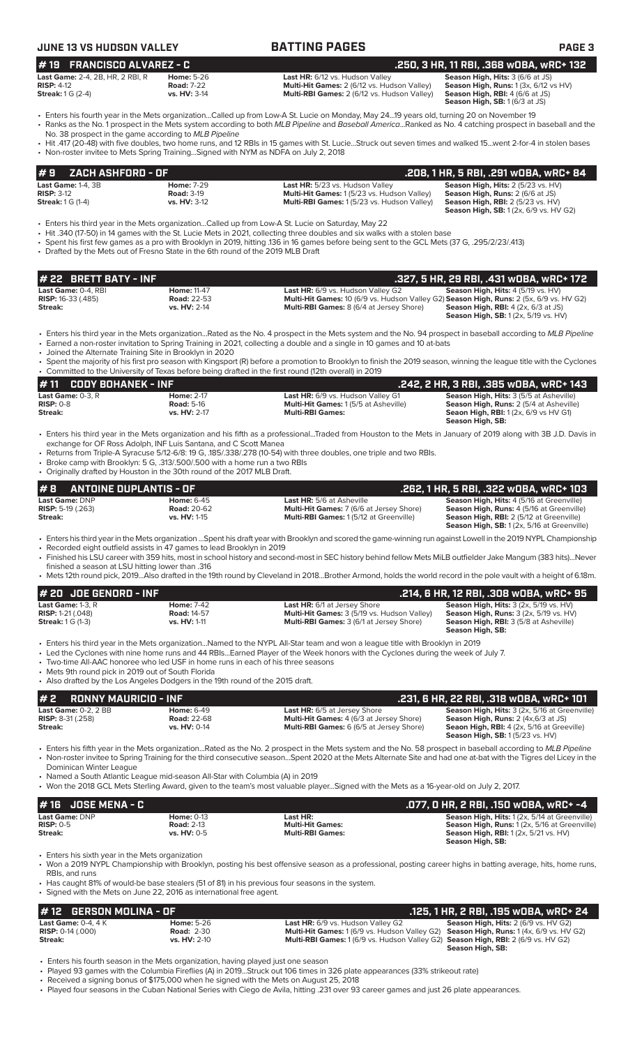## #19 FRANCISCO ALVAREZ - C
**.250, 3 HR, 11 RBI, .368 wOBA, wRC+ 132**

**Last Game:** 2-4, 2B, HR, 2 RBI, R
**RISP:** 4-12
**Streak:** 1 G (2-4)
**Home:** 5-26
**Road:** 7-22
**vs. HV:** 3-14
**Last HR:** 6/12 vs. Hudson Valley
**Multi-Hit Games:** 2 (6/12 vs. Hudson Valley)
**Multi-RBI Games:** 2 (6/12 vs. Hudson Valley)
**Season High, Hits:** 3 (6/6 at JS)
**Season High, Runs:** 1 (3x, 6/12 vs HV)
**Season High, RBI:** 4 (6/6 at JS)
**Season High, SB:** 1 (6/3 at JS)

- Enters his fourth year in the Mets organization...Called up from Low-A St. Lucie on Monday, May 24...19 years old, turning 20 on November 19
- Ranks as the No. 1 prospect in the Mets system according to both *MLB Pipeline* and *Baseball America*...Ranked as No. 4 catching prospect in baseball and the No. 38 prospect in the game according to *MLB Pipeline*
- Hit .417 (20-48) with five doubles, two home runs, and 12 RBIs in 15 games with St. Lucie...Struck out seven times and walked 15...went 2-for-4 in stolen bases
- Non-roster invitee to Mets Spring Training...Signed with NYM as NDFA on July 2, 2018

## #9 ZACH ASHFORD - OF
**.208, 1 HR, 5 RBI, .291 wOBA, wRC+ 84**

**Last Game:** 1-4, 3B
**RISP:** 3-12
**Streak:** 1 G (1-4)
**Home:** 7-29
**Road:** 3-19
**vs. HV:** 3-12
**Last HR:** 5/23 vs. Hudson Valley
**Multi-Hit Games:** 1 (5/23 vs. Hudson Valley)
**Multi-RBI Games:** 1 (5/23 vs. Hudson Valley)
**Season High, Hits:** 2 (5/23 vs. HV)
**Season High, Runs:** 2 (6/6 at JS)
**Season High, RBI:** 2 (5/23 vs. HV)
**Season High, SB:** 1 (2x, 6/9 vs. HV G2)

- Enters his third year in the Mets organization...Called up from Low-A St. Lucie on Saturday, May 22
- Hit .340 (17-50) in 14 games with the St. Lucie Mets in 2021, collecting three doubles and six walks with a stolen base
- Spent his first few games as a pro with Brooklyn in 2019, hitting .136 in 16 games before being sent to the GCL Mets (37 G, .295/2/23/.413)
- Drafted by the Mets out of Fresno State in the 6th round of the 2019 MLB Draft

## #22 BRETT BATY - INF
**.327, 5 HR, 29 RBI, .431 wOBA, wRC+ 172**

**Last Game:** 0-4, RBI
**RISP:** 16-33 (.485)
**Streak:**
**Home:** 11-47
**Road:** 22-53
**vs. HV:** 2-14
**Last HR:** 6/9 vs. Hudson Valley G2
**Multi-Hit Games:** 10 (6/9 vs. Hudson Valley G2)
**Multi-RBI Games:** 8 (6/4 at Jersey Shore)
**Season High, Hits:** 4 (5/19 vs. HV)
**Season High, Runs:** 2 (5x, 6/9 vs. HV G2)
**Season High, RBI:** 4 (2x, 6/3 at JS)
**Season High, SB:** 1 (2x, 5/19 vs. HV)

- Enters his third year in the Mets organization...Rated as the No. 4 prospect in the Mets system and the No. 94 prospect in baseball according to *MLB Pipeline*
- Earned a non-roster invitation to Spring Training in 2021, collecting a double and a single in 10 games and 10 at-bats
- Joined the Alternate Training Site in Brooklyn in 2020
- Spent the majority of his first pro season with Kingsport (R) before a promotion to Brooklyn to finish the 2019 season, winning the league title with the Cyclones
- Committed to the University of Texas before being drafted in the first round (12th overall) in 2019

## #11 CODY BOHANEK - INF
**.242, 2 HR, 3 RBI, .385 wOBA, wRC+ 143**

**Last Game:** 0-3, R
**RISP:** 0-8
**Streak:**
**Home:** 2-17
**Road:** 5-16
**vs. HV:** 2-17
**Last HR:** 6/9 vs. Hudson Valley G1
**Multi-Hit Games:** 1 (5/5 at Asheville)
**Multi-RBI Games:**
**Season High, Hits:** 3 (5/5 at Asheville)
**Season High, Runs:** 2 (5/4 at Asheville)
**Seaon High, RBI:** 1 (2x, 6/9 vs HV G1)
**Season High, SB:**

- Enters his third year in the Mets organization and his fifth as a professional...Traded from Houston to the Mets in January of 2019 along with 3B J.D. Davis in exchange for OF Ross Adolph, INF Luis Santana, and C Scott Manea
- Returns from Triple-A Syracuse 5/12-6/8: 19 G, .185/.338/.278 (10-54) with three doubles, one triple and two RBIs.
- Broke camp with Brooklyn: 5 G, .313/.500/.500 with a home run a two RBIs
- Originally drafted by Houston in the 30th round of the 2017 MLB Draft.

## #8 ANTOINE DUPLANTIS - OF
**.262, 1 HR, 5 RBI, .322 wOBA, wRC+ 103**

**Last Game:** DNP
**RISP:** 5-19 (.263)
**Streak:**
**Home:** 6-45
**Road:** 20-62
**vs. HV:** 1-15
**Last HR:** 5/6 at Asheville
**Multi-Hit Games:** 7 (6/6 at Jersey Shore)
**Multi-RBI Games:** 1 (5/12 at Greenville)
**Season High, Hits:** 4 (5/16 at Greenville)
**Season High, Runs:** 4 (5/16 at Greenville)
**Season High, RBI:** 2 (5/12 at Greenville)
**Season High, SB:** 1 (2x, 5/16 at Greenville)

- Enters his third year in the Mets organization ...Spent his draft year with Brooklyn and scored the game-winning run against Lowell in the 2019 NYPL Championship
- Recorded eight outfield assists in 47 games to lead Brooklyn in 2019
- Finished his LSU career with 359 hits, most in school history and second-most in SEC history behind fellow Mets MiLB outfielder Jake Mangum (383 hits)...Never finished a season at LSU hitting lower than .316
- Mets 12th round pick, 2019...Also drafted in the 19th round by Cleveland in 2018...Brother Armond, holds the world record in the pole vault with a height of 6.18m.

## #20 JOE GENORD - INF
**.214, 6 HR, 12 RBI, .308 wOBA, wRC+ 95**

**Last Game:** 1-3, R
**RISP:** 1-21 (.048)
**Streak:** 1 G (1-3)
**Home:** 7-42
**Road:** 14-57
**vs. HV:** 1-11
**Last HR:** 6/1 at Jersey Shore
**Multi-Hit Games:** 3 (5/19 vs. Hudson Valley)
**Multi-RBI Games:** 3 (6/1 at Jersey Shore)
**Season High, Hits:** 3 (2x, 5/19 vs. HV)
**Season High, Runs:** 3 (2x, 5/19 vs. HV)
**Season High, RBI:** 3 (5/8 at Asheville)
**Season High, SB:**

- Enters his third year in the Mets organization...Named to the NYPL All-Star team and won a league title with Brooklyn in 2019
- Led the Cyclones with nine home runs and 44 RBIs...Earned Player of the Week honors with the Cyclones during the week of July 7.
- Two-time All-AAC honoree who led USF in home runs in each of his three seasons
- Mets 9th round pick in 2019 out of South Florida
- Also drafted by the Los Angeles Dodgers in the 19th round of the 2015 draft.

## #2 RONNY MAURICIO - INF
**.231, 6 HR, 22 RBI, .318 wOBA, wRC+ 101**

**Last Game:** 0-2, 2 BB
**RISP:** 8-31 (.258)
**Streak:**
**Home:** 6-49
**Road:** 22-68
**vs. HV:** 0-14
**Last HR:** 6/5 at Jersey Shore
**Multi-Hit Games:** 4 (6/3 at Jersey Shore)
**Multi-RBI Games:** 6 (6/5 at Jersey Shore)
**Season High, Hits:** 3 (2x, 5/16 at Greenville)
**Season High, Runs:** 2 (4x,6/3 at JS)
**Seaon High, RBI:** 4 (2x, 5/16 at Greeville)
**Season High, SB:** 1 (5/23 vs. HV)

- Enters his fifth year in the Mets organization...Rated as the No. 2 prospect in the Mets system and the No. 58 prospect in baseball according to *MLB Pipeline*
- Non-roster invitee to Spring Training for the third consecutive season...Spent 2020 at the Mets Alternate Site and had one at-bat with the Tigres del Licey in the Dominican Winter League
- Named a South Atlantic League mid-season All-Star with Columbia (A) in 2019
- Won the 2018 GCL Mets Sterling Award, given to the team's most valuable player...Signed with the Mets as a 16-year-old on July 2, 2017.

## #16 JOSE MENA - C
**.077, 0 HR, 2 RBI, .150 wOBA, wRC+ -4**

**Last Game:** DNP
**RISP:** 0-5
**Streak:**
**Home:** 0-13
**Road:** 2-13
**vs. HV:** 0-5
**Last HR:**
**Multi-Hit Games:**
**Multi-RBI Games:**
**Season High, Hits:** 1 (2x, 5/14 at Greenville)
**Season High, Runs:** 1 (2x, 5/16 at Greenville)
**Season High, RBI:** 1 (2x, 5/21 vs. HV)
**Season High, SB:**

- Enters his sixth year in the Mets organization
- Won a 2019 NYPL Championship with Brooklyn, posting his best offensive season as a professional, posting career highs in batting average, hits, home runs, RBIs, and runs
- Has caught 81% of would-be base stealers (51 of 81) in his previous four seasons in the system.
- Signed with the Mets on June 22, 2016 as international free agent.

## #12 GERSON MOLINA - OF
**.125, 1 HR, 2 RBI, .195 wOBA, wRC+ 24**

**Last Game:** 0-4, 4 K
**RISP:** 0-14 (.000)
**Streak:**
**Home:** 5-26
**Road:** 2-30
**vs. HV:** 2-10
**Last HR:** 6/9 vs. Hudson Valley G2
**Multi-Hit Games:** 1 (6/9 vs. Hudson Valley G2)
**Multi-RBI Games:** 1 (6/9 vs. Hudson Valley G2)
**Season High, Hits:** 2 (6/9 vs. HV G2)
**Season High, Runs:** 1 (4x, 6/9 vs. HV G2)
**Season High, RBI:** 2 (6/9 vs. HV G2)
**Season High, SB:**

- Enters his fourth season in the Mets organization, having played just one season
- Played 93 games with the Columbia Fireflies (A) in 2019...Struck out 106 times in 326 plate appearances (33% strikeout rate)
- Received a signing bonus of $175,000 when he signed with the Mets on August 25, 2018
- Played four seasons in the Cuban National Series with Ciego de Avila, hitting .231 over 93 career games and just 26 plate appearances.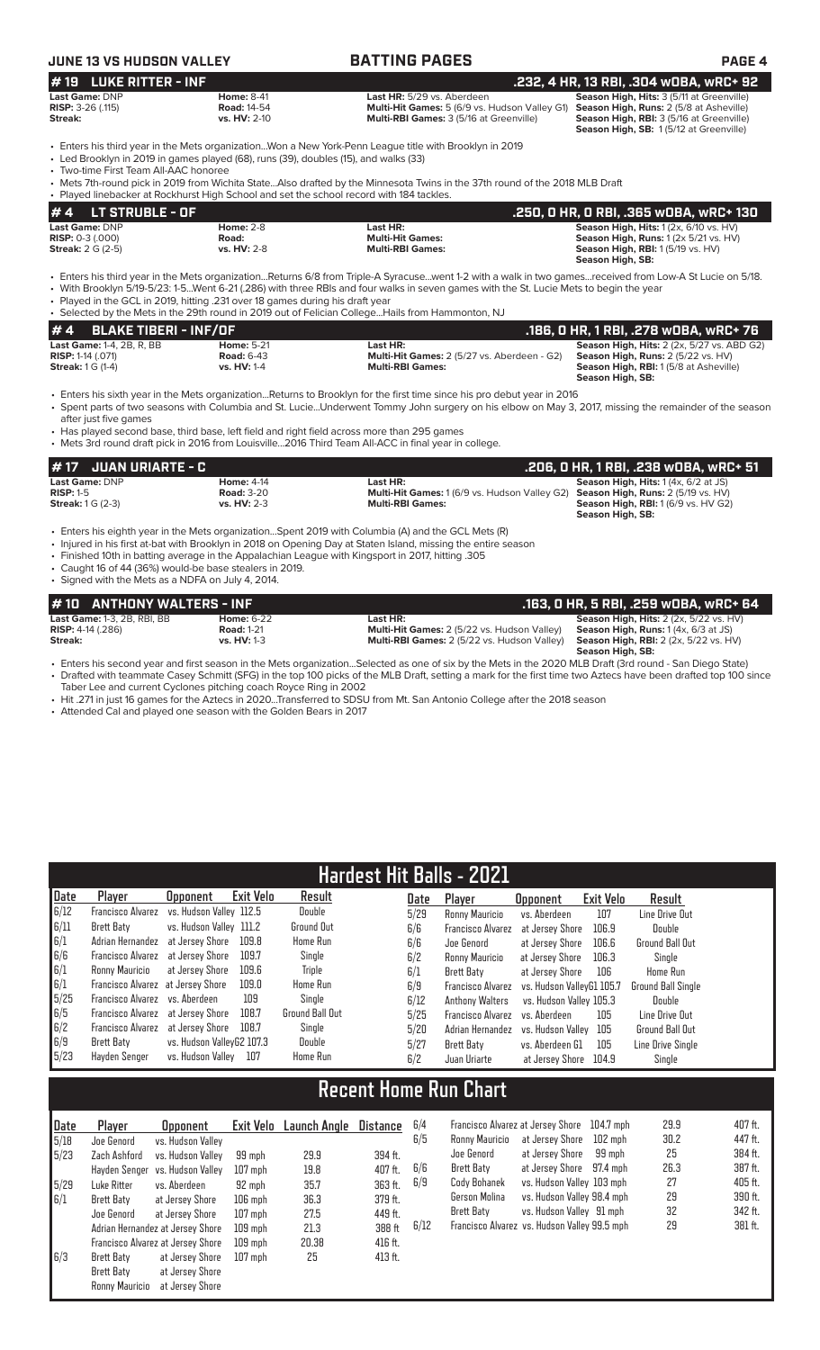**JUNE 13 VS HUDSON VALLEY** — **BATTING PAGES**

## # 19 LUKE RITTER - INF — .232, 4 HR, 13 RBI, .304 wOBA, wRC+ 92

**Last Game:** DNP
**RISP:** 3-26 (.115)
**Streak:**

**Home:** 8-41
**Road:** 14-54
**vs. HV:** 2-10

**Last HR:** 5/29 vs. Aberdeen
**Multi-Hit Games:** 5 (6/9 vs. Hudson Valley G1)
**Multi-RBI Games:** 3 (5/16 at Greenville)

**Season High, Hits:** 3 (5/11 at Greenville)
**Season High, Runs:** 2 (5/8 at Asheville)
**Season High, RBI:** 3 (5/16 at Greenville)
**Season High, SB:** 1 (5/12 at Greenville)

- Enters his third year in the Mets organization...Won a New York-Penn League title with Brooklyn in 2019
- Led Brooklyn in 2019 in games played (68), runs (39), doubles (15), and walks (33)
- Two-time First Team All-AAC honoree
- Mets 7th-round pick in 2019 from Wichita State...Also drafted by the Minnesota Twins in the 37th round of the 2018 MLB Draft
- Played linebacker at Rockhurst High School and set the school record with 184 tackles.

## # 4 LT STRUBLE - OF — .250, 0 HR, 0 RBI, .365 wOBA, wRC+ 130

**Last Game:** DNP
**RISP:** 0-3 (.000)
**Streak:** 2 G (2-5)

**Home:** 2-8
**Road:**
**vs. HV:** 2-8

**Last HR:**
**Multi-Hit Games:**
**Multi-RBI Games:**

**Season High, Hits:** 1 (2x, 6/10 vs. HV)
**Season High, Runs:** 1 (2x 5/21 vs. HV)
**Season High, RBI:** 1 (5/19 vs. HV)
**Season High, SB:**

- Enters his third year in the Mets organization...Returns 6/8 from Triple-A Syracuse...went 1-2 with a walk in two games...received from Low-A St Lucie on 5/18.
- With Brooklyn 5/19-5/23: 1-5...Went 6-21 (.286) with three RBIs and four walks in seven games with the St. Lucie Mets to begin the year
- Played in the GCL in 2019, hitting .231 over 18 games during his draft year
- Selected by the Mets in the 29th round in 2019 out of Felician College...Hails from Hammonton, NJ

## # 4 BLAKE TIBERI - INF/OF — .186, 0 HR, 1 RBI, .278 wOBA, wRC+ 76

**Last Game:** 1-4, 2B, R, BB
**RISP:** 1-14 (.071)
**Streak:** 1 G (1-4)

**Home:** 5-21
**Road:** 6-43
**vs. HV:** 1-4

**Last HR:**
**Multi-Hit Games:** 2 (5/27 vs. Aberdeen - G2)
**Multi-RBI Games:**

**Season High, Hits:** 2 (2x, 5/27 vs. ABD G2)
**Season High, Runs:** 2 (5/22 vs. HV)
**Season High, RBI:** 1 (5/8 at Asheville)
**Season High, SB:**

- Enters his sixth year in the Mets organization...Returns to Brooklyn for the first time since his pro debut year in 2016
- Spent parts of two seasons with Columbia and St. Lucie...Underwent Tommy John surgery on his elbow on May 3, 2017, missing the remainder of the season after just five games
- Has played second base, third base, left field and right field across more than 295 games
- Mets 3rd round draft pick in 2016 from Louisville...2016 Third Team All-ACC in final year in college.

## # 17 JUAN URIARTE - C — .206, 0 HR, 1 RBI, .238 wOBA, wRC+ 51

**Last Game:** DNP
**RISP:** 1-5
**Streak:** 1 G (2-3)

**Home:** 4-14
**Road:** 3-20
**vs. HV:** 2-3

**Last HR:**
**Multi-Hit Games:** 1 (6/9 vs. Hudson Valley G2)
**Multi-RBI Games:**

**Season High, Hits:** 1 (4x, 6/2 at JS)
**Season High, Runs:** 2 (5/19 vs. HV)
**Season High, RBI:** 1 (6/9 vs. HV G2)
**Season High, SB:**

- Enters his eighth year in the Mets organization...Spent 2019 with Columbia (A) and the GCL Mets (R)
- Injured in his first at-bat with Brooklyn in 2018 on Opening Day at Staten Island, missing the entire season
- Finished 10th in batting average in the Appalachian League with Kingsport in 2017, hitting .305
- Caught 16 of 44 (36%) would-be base stealers in 2019.
- Signed with the Mets as a NDFA on July 4, 2014.

## # 10 ANTHONY WALTERS - INF — .163, 0 HR, 5 RBI, .259 wOBA, wRC+ 64

**Last Game:** 1-3, 2B, RBI, BB
**RISP:** 4-14 (.286)
**Streak:**

**Home:** 6-22
**Road:** 1-21
**vs. HV:** 1-3

**Last HR:**
**Multi-Hit Games:** 2 (5/22 vs. Hudson Valley)
**Multi-RBI Games:** 2 (5/22 vs. Hudson Valley)

**Season High, Hits:** 2 (2x, 5/22 vs. HV)
**Season High, Runs:** 1 (4x, 6/3 at JS)
**Season High, RBI:** 2 (2x, 5/22 vs. HV)
**Season High, SB:**

- Enters his second year and first season in the Mets organization...Selected as one of six by the Mets in the 2020 MLB Draft (3rd round - San Diego State)
- Drafted with teammate Casey Schmitt (SFG) in the top 100 picks of the MLB Draft, setting a mark for the first time two Aztecs have been drafted top 100 since Taber Lee and current Cyclones pitching coach Royce Ring in 2002
- Hit .271 in just 16 games for the Aztecs in 2020...Transferred to SDSU from Mt. San Antonio College after the 2018 season
- Attended Cal and played one season with the Golden Bears in 2017

## Hardest Hit Balls - 2021

| Date | Player | Opponent | Exit Velo | Result |
|---|---|---|---|---|
| 6/12 | Francisco Alvarez | vs. Hudson Valley | 112.5 | Double |
| 6/11 | Brett Baty | vs. Hudson Valley | 111.2 | Ground Out |
| 6/1 | Adrian Hernandez | at Jersey Shore | 109.8 | Home Run |
| 6/6 | Francisco Alvarez | at Jersey Shore | 109.7 | Single |
| 6/1 | Ronny Mauricio | at Jersey Shore | 109.6 | Triple |
| 6/1 | Francisco Alvarez | at Jersey Shore | 109.0 | Home Run |
| 5/25 | Francisco Alvarez | vs. Aberdeen | 109 | Single |
| 6/5 | Francisco Alvarez | at Jersey Shore | 108.7 | Ground Ball Out |
| 6/2 | Francisco Alvarez | at Jersey Shore | 108.7 | Single |
| 6/9 | Brett Baty | vs. Hudson Valley G2 | 107.3 | Double |
| 5/23 | Hayden Senger | vs. Hudson Valley | 107 | Home Run |
| 5/29 | Ronny Mauricio | vs. Aberdeen | 107 | Line Drive Out |
| 6/6 | Francisco Alvarez | at Jersey Shore | 106.9 | Double |
| 6/6 | Joe Genord | at Jersey Shore | 106.6 | Ground Ball Out |
| 6/2 | Ronny Mauricio | at Jersey Shore | 106.3 | Single |
| 6/1 | Brett Baty | at Jersey Shore | 106 | Home Run |
| 6/9 | Francisco Alvarez | vs. Hudson Valley G1 | 105.7 | Ground Ball Single |
| 6/12 | Anthony Walters | vs. Hudson Valley | 105.3 | Double |
| 5/25 | Francisco Alvarez | vs. Aberdeen | 105 | Line Drive Out |
| 5/20 | Adrian Hernandez | vs. Hudson Valley | 105 | Ground Ball Out |
| 5/27 | Brett Baty | vs. Aberdeen G1 | 105 | Line Drive Single |
| 6/2 | Juan Uriarte | at Jersey Shore | 104.9 | Single |

## Recent Home Run Chart

| Date | Player | Opponent | Exit Velo | Launch Angle | Distance |
|---|---|---|---|---|---|
| 5/18 | Joe Genord | vs. Hudson Valley | | | |
| 5/23 | Zach Ashford | vs. Hudson Valley | 99 mph | 29.9 | 394 ft. |
| | Hayden Senger | vs. Hudson Valley | 107 mph | 19.8 | 407 ft. |
| 5/29 | Luke Ritter | vs. Aberdeen | 92 mph | 35.7 | 363 ft. |
| 6/1 | Brett Baty | at Jersey Shore | 106 mph | 36.3 | 379 ft. |
| | Joe Genord | at Jersey Shore | 107 mph | 27.5 | 449 ft. |
| | Adrian Hernandez | at Jersey Shore | 109 mph | 21.3 | 388 ft |
| | Francisco Alvarez | at Jersey Shore | 109 mph | 20.38 | 416 ft. |
| 6/3 | Brett Baty | at Jersey Shore | 107 mph | 25 | 413 ft. |
| | Brett Baty | at Jersey Shore | | | |
| | Ronny Mauricio | at Jersey Shore | | | |
| 6/4 | Francisco Alvarez | at Jersey Shore | 104.7 mph | 29.9 | 407 ft. |
| 6/5 | Ronny Mauricio | at Jersey Shore | 102 mph | 30.2 | 447 ft. |
| | Joe Genord | at Jersey Shore | 99 mph | 25 | 384 ft. |
| 6/6 | Brett Baty | at Jersey Shore | 97.4 mph | 26.3 | 387 ft. |
| 6/9 | Cody Bohanek | vs. Hudson Valley | 103 mph | 27 | 405 ft. |
| | Gerson Molina | vs. Hudson Valley | 98.4 mph | 29 | 390 ft. |
| | Brett Baty | vs. Hudson Valley | 91 mph | 32 | 342 ft. |
| 6/12 | Francisco Alvarez | vs. Hudson Valley | 99.5 mph | 29 | 381 ft. |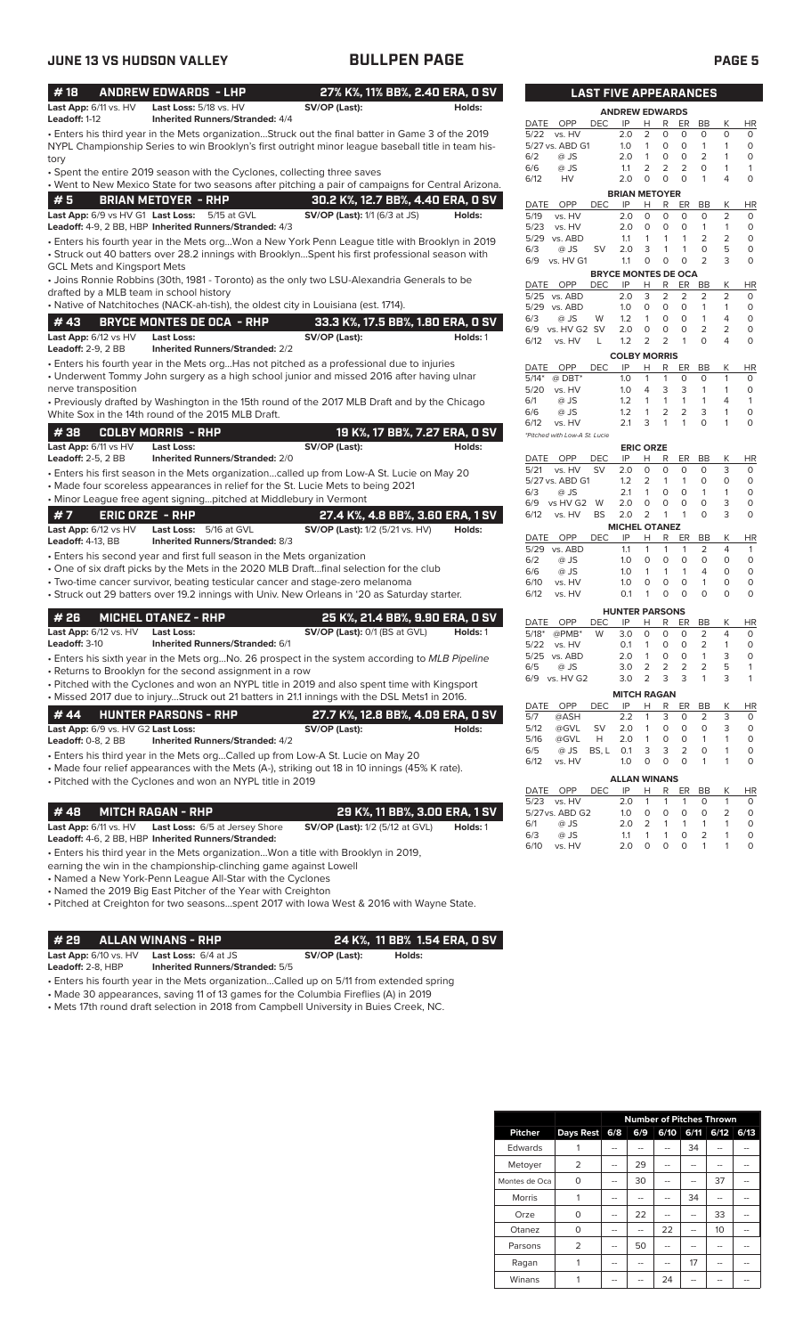# JUNE 13 VS HUDSON VALLEY — BULLPEN PAGE

## #18 ANDREW EDWARDS - LHP — 27% K%, 11% BB%, 2.40 ERA, 0 SV

**Last App:** 6/11 vs. HV **Last Loss:** 5/18 vs. HV **SV/OP (Last):** **Holds:**
**Leadoff:** 1-12 **Inherited Runners/Stranded:** 4/4

- Enters his third year in the Mets organization...Struck out the final batter in Game 3 of the 2019 NYPL Championship Series to win Brooklyn's first outright minor league baseball title in team history
- Spent the entire 2019 season with the Cyclones, collecting three saves
- Went to New Mexico State for two seasons after pitching a pair of campaigns for Central Arizona.

## #5 BRIAN METOYER - RHP — 30.2 K%, 12.7 BB%, 4.40 ERA, 0 SV

**Last App:** 6/9 vs HV G1 **Last Loss:** 5/15 at GVL **SV/OP (Last):** 1/1 (6/3 at JS) **Holds:**
**Leadoff:** 4-9, 2 BB, HBP **Inherited Runners/Stranded:** 4/3

- Enters his fourth year in the Mets org...Won a New York Penn League title with Brooklyn in 2019
- Struck out 40 batters over 28.2 innings with Brooklyn...Spent his first professional season with GCL Mets and Kingsport Mets
- Joins Ronnie Robbins (30th, 1981 - Toronto) as the only two LSU-Alexandria Generals to be drafted by a MLB team in school history
- Native of Natchitoches (NACK-ah-tish), the oldest city in Louisiana (est. 1714).

## #43 BRYCE MONTES DE OCA - RHP — 33.3 K%, 17.5 BB%, 1.80 ERA, 0 SV

**Last App:** 6/12 vs HV **Last Loss:** **SV/OP (Last):** **Holds:** 1
**Leadoff:** 2-9, 2 BB **Inherited Runners/Stranded:** 2/2

- Enters his fourth year in the Mets org...Has not pitched as a professional due to injuries
- Underwent Tommy John surgery as a high school junior and missed 2016 after having ulnar nerve transposition
- Previously drafted by Washington in the 15th round of the 2017 MLB Draft and by the Chicago White Sox in the 14th round of the 2015 MLB Draft.

## #38 COLBY MORRIS - RHP — 19 K%, 17 BB%, 7.27 ERA, 0 SV

**Last App:** 6/11 vs HV **Last Loss:** **SV/OP (Last):** **Holds:**
**Leadoff:** 2-5, 2 BB **Inherited Runners/Stranded:** 2/0

- Enters his first season in the Mets organization...called up from Low-A St. Lucie on May 20
- Made four scoreless appearances in relief for the St. Lucie Mets to being 2021
- Minor League free agent signing...pitched at Middlebury in Vermont

## #7 ERIC ORZE - RHP — 27.4 K%, 4.8 BB%, 3.60 ERA, 1 SV

**Last App:** 6/12 vs HV **Last Loss:** 5/16 at GVL **SV/OP (Last):** 1/2 (5/21 vs. HV) **Holds:**
**Leadoff:** 4-13, BB **Inherited Runners/Stranded:** 8/3

- Enters his second year and first full season in the Mets organization
- One of six draft picks by the Mets in the 2020 MLB Draft...final selection for the club
- Two-time cancer survivor, beating testicular cancer and stage-zero melanoma
- Struck out 29 batters over 19.2 innings with Univ. New Orleans in '20 as Saturday starter.

## #26 MICHEL OTANEZ - RHP — 25 K%, 21.4 BB%, 9.90 ERA, 0 SV

**Last App:** 6/12 vs. HV **Last Loss:** **SV/OP (Last):** 0/1 (BS at GVL) **Holds:** 1
**Leadoff:** 3-10 **Inherited Runners/Stranded:** 6/1

- Enters his sixth year in the Mets org...No. 26 prospect in the system according to *MLB Pipeline*
- Returns to Brooklyn for the second assignment in a row
- Pitched with the Cyclones and won an NYPL title in 2019 and also spent time with Kingsport
- Missed 2017 due to injury...Struck out 21 batters in 21.1 innings with the DSL Mets1 in 2016.

## #44 HUNTER PARSONS - RHP — 27.7 K%, 12.8 BB%, 4.09 ERA, 0 SV

**Last App:** 6/9 vs. HV G2 **Last Loss:** **SV/OP (Last):** **Holds:**
**Leadoff:** 0-8, 2 BB **Inherited Runners/Stranded:** 4/2

- Enters his third year in the Mets org...Called up from Low-A St. Lucie on May 20
- Made four relief appearances with the Mets (A-), striking out 18 in 10 innings (45% K rate).
- Pitched with the Cyclones and won an NYPL title in 2019

## #48 MITCH RAGAN - RHP — 29 K%, 11 BB%, 3.00 ERA, 1 SV

**Last App:** 6/11 vs. HV **Last Loss:** 6/5 at Jersey Shore **SV/OP (Last):** 1/2 (5/12 at GVL) **Holds:** 1
**Leadoff:** 4-6, 2 BB, HBP **Inherited Runners/Stranded:**

- Enters his third year in the Mets organization...Won a title with Brooklyn in 2019, earning the win in the championship-clinching game against Lowell
- Named a New York-Penn League All-Star with the Cyclones
- Named the 2019 Big East Pitcher of the Year with Creighton
- Pitched at Creighton for two seasons...spent 2017 with Iowa West & 2016 with Wayne State.

## #29 ALLAN WINANS - RHP — 24 K%, 11 BB% 1.54 ERA, 0 SV

**Last App:** 6/10 vs. HV **Last Loss:** 6/4 at JS **SV/OP (Last):** **Holds:**
**Leadoff:** 2-8, HBP **Inherited Runners/Stranded:** 5/5

- Enters his fourth year in the Mets organization...Called up on 5/11 from extended spring
- Made 30 appearances, saving 11 of 13 games for the Columbia Fireflies (A) in 2019
- Mets 17th round draft selection in 2018 from Campbell University in Buies Creek, NC.

## LAST FIVE APPEARANCES

**ANDREW EDWARDS**

| DATE | OPP | DEC | IP | H | R | ER | BB | K | HR |
|---|---|---|---|---|---|---|---|---|---|
| 5/22 | vs. HV | | 2.0 | 2 | 0 | 0 | 0 | 0 | 0 |
| 5/27 | vs. ABD G1 | | 1.0 | 1 | 0 | 0 | 1 | 1 | 0 |
| 6/2 | @ JS | | 2.0 | 1 | 0 | 0 | 2 | 1 | 0 |
| 6/6 | @ JS | | 1.1 | 2 | 2 | 2 | 0 | 1 | 1 |
| 6/12 | HV | | 2.0 | 0 | 0 | 0 | 1 | 4 | 0 |

**BRIAN METOYER**

| DATE | OPP | DEC | IP | H | R | ER | BB | K | HR |
|---|---|---|---|---|---|---|---|---|---|
| 5/19 | vs. HV | | 2.0 | 0 | 0 | 0 | 0 | 2 | 0 |
| 5/23 | vs. HV | | 2.0 | 0 | 0 | 0 | 1 | 1 | 0 |
| 5/29 | vs. ABD | | 1.1 | 1 | 1 | 1 | 2 | 2 | 0 |
| 6/3 | @ JS | SV | 2.0 | 3 | 1 | 1 | 0 | 5 | 0 |
| 6/9 | vs. HV G1 | | 1.1 | 0 | 0 | 0 | 2 | 3 | 0 |

**BRYCE MONTES DE OCA**

| DATE | OPP | DEC | IP | H | R | ER | BB | K | HR |
|---|---|---|---|---|---|---|---|---|---|
| 5/25 | vs. ABD | | 2.0 | 3 | 2 | 2 | 2 | 2 | 0 |
| 5/29 | vs. ABD | | 1.0 | 0 | 0 | 0 | 1 | 1 | 0 |
| 6/3 | @ JS | W | 1.2 | 1 | 0 | 0 | 1 | 4 | 0 |
| 6/9 | vs. HV G2 | SV | 2.0 | 0 | 0 | 0 | 2 | 2 | 0 |
| 6/12 | vs. HV | L | 1.2 | 2 | 2 | 1 | 0 | 4 | 0 |

**COLBY MORRIS**

| DATE | OPP | DEC | IP | H | R | ER | BB | K | HR |
|---|---|---|---|---|---|---|---|---|---|
| 5/14* | @ DBT* | | 1.0 | 1 | 1 | 0 | 0 | 1 | 0 |
| 5/20 | vs. HV | | 1.0 | 4 | 3 | 3 | 1 | 1 | 0 |
| 6/1 | @ JS | | 1.2 | 1 | 1 | 1 | 1 | 4 | 1 |
| 6/6 | @ JS | | 1.2 | 1 | 2 | 2 | 3 | 1 | 0 |
| 6/12 | vs. HV | | 2.1 | 3 | 1 | 1 | 0 | 1 | 0 |

*Pitched with Low-A St. Lucie

**ERIC ORZE**

| DATE | OPP | DEC | IP | H | R | ER | BB | K | HR |
|---|---|---|---|---|---|---|---|---|---|
| 5/21 | vs. HV | SV | 2.0 | 0 | 0 | 0 | 0 | 3 | 0 |
| 5/27 | vs. ABD G1 | | 1.2 | 2 | 1 | 1 | 0 | 0 | 0 |
| 6/3 | @ JS | | 2.1 | 1 | 0 | 0 | 1 | 1 | 0 |
| 6/9 | vs HV G2 | W | 2.0 | 0 | 0 | 0 | 0 | 3 | 0 |
| 6/12 | vs. HV | BS | 2.0 | 2 | 1 | 1 | 0 | 3 | 0 |

**MICHEL OTANEZ**

| DATE | OPP | DEC | IP | H | R | ER | BB | K | HR |
|---|---|---|---|---|---|---|---|---|---|
| 5/29 | vs. ABD | | 1.1 | 1 | 1 | 1 | 2 | 4 | 1 |
| 6/2 | @ JS | | 1.0 | 0 | 0 | 0 | 0 | 0 | 0 |
| 6/6 | @ JS | | 1.0 | 1 | 1 | 1 | 4 | 0 | 0 |
| 6/10 | vs. HV | | 1.0 | 0 | 0 | 0 | 1 | 0 | 0 |
| 6/12 | vs. HV | | 0.1 | 1 | 0 | 0 | 0 | 0 | 0 |

**HUNTER PARSONS**

| DATE | OPP | DEC | IP | H | R | ER | BB | K | HR |
|---|---|---|---|---|---|---|---|---|---|
| 5/18* | @PMB* | W | 3.0 | 0 | 0 | 0 | 2 | 4 | 0 |
| 5/22 | vs. HV | | 0.1 | 1 | 0 | 0 | 2 | 1 | 0 |
| 5/25 | vs. ABD | | 2.0 | 1 | 0 | 0 | 1 | 3 | 0 |
| 6/5 | @ JS | | 3.0 | 2 | 2 | 2 | 2 | 5 | 1 |
| 6/9 | vs. HV G2 | | 3.0 | 2 | 3 | 3 | 1 | 3 | 1 |

**MITCH RAGAN**

| DATE | OPP | DEC | IP | H | R | ER | BB | K | HR |
|---|---|---|---|---|---|---|---|---|---|
| 5/7 | @ASH | | 2.2 | 1 | 3 | 0 | 2 | 3 | 0 |
| 5/12 | @GVL | SV | 2.0 | 1 | 0 | 0 | 0 | 3 | 0 |
| 5/16 | @GVL | H | 2.0 | 1 | 0 | 0 | 1 | 1 | 0 |
| 6/5 | @ JS | BS, L | 0.1 | 3 | 3 | 2 | 0 | 1 | 0 |
| 6/12 | vs. HV | | 1.0 | 0 | 0 | 0 | 1 | 1 | 0 |

**ALLAN WINANS**

| DATE | OPP | DEC | IP | H | R | ER | BB | K | HR |
|---|---|---|---|---|---|---|---|---|---|
| 5/23 | vs. HV | | 2.0 | 1 | 1 | 1 | 0 | 1 | 0 |
| 5/27 | vs. ABD G2 | | 1.0 | 0 | 0 | 0 | 0 | 2 | 0 |
| 6/1 | @ JS | | 2.0 | 2 | 1 | 1 | 1 | 1 | 0 |
| 6/3 | @ JS | | 1.1 | 1 | 1 | 0 | 2 | 1 | 0 |
| 6/10 | vs. HV | | 2.0 | 0 | 0 | 0 | 1 | 1 | 0 |

| Pitcher | Days Rest | Number of Pitches Thrown 6/8 | 6/9 | 6/10 | 6/11 | 6/12 | 6/13 |
|---|---|---|---|---|---|---|---|
| Edwards | 1 | -- | -- | -- | 34 | -- | -- |
| Metoyer | 2 | -- | 29 | -- | -- | -- | -- |
| Montes de Oca | 0 | -- | 30 | -- | -- | 37 | -- |
| Morris | 1 | -- | -- | -- | 34 | -- | -- |
| Orze | 0 | -- | 22 | -- | -- | 33 | -- |
| Otanez | 0 | -- | -- | 22 | -- | 10 | -- |
| Parsons | 2 | -- | 50 | -- | -- | -- | -- |
| Ragan | 1 | -- | -- | -- | 17 | -- | -- |
| Winans | 1 | -- | -- | 24 | -- | -- | -- |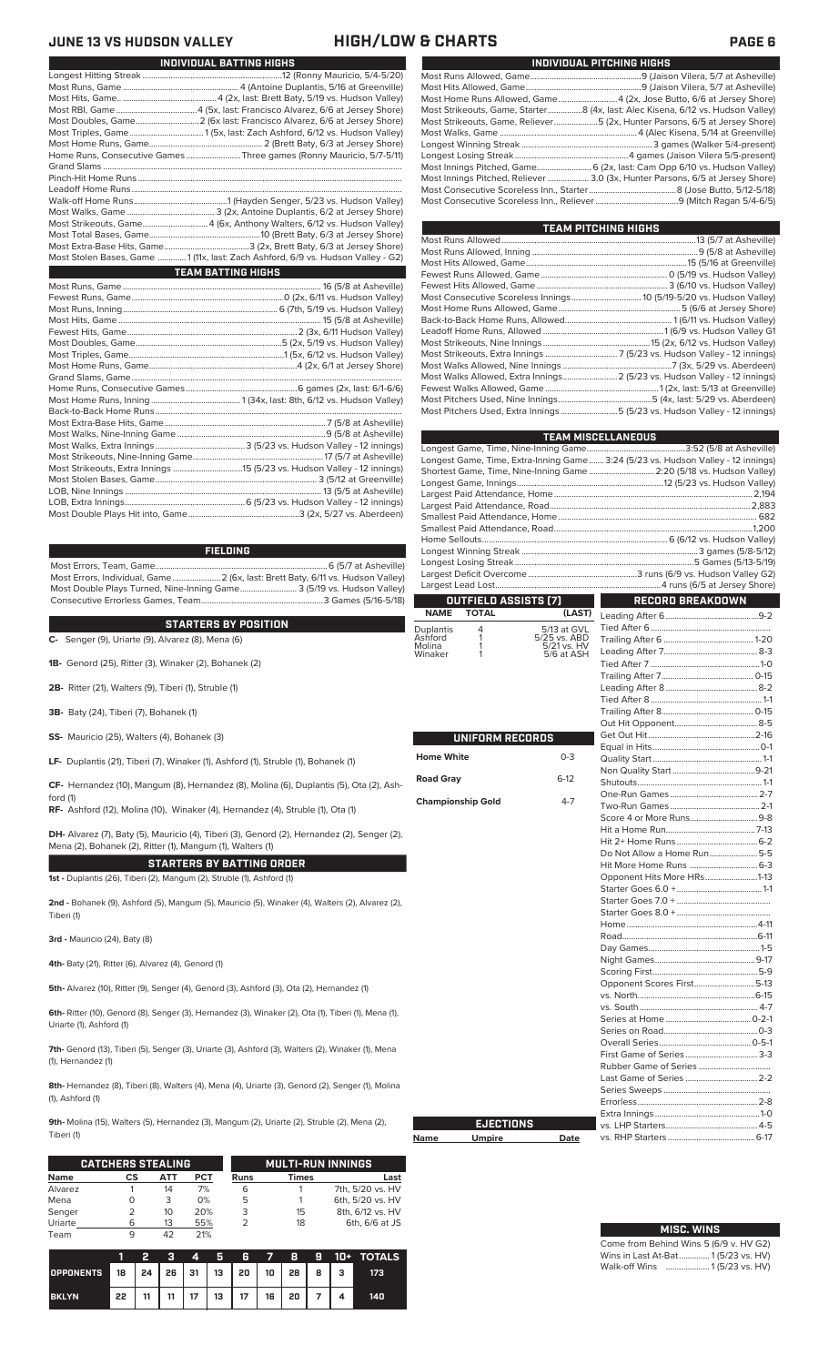## JUNE 13 VS HUDSON VALLEY — HIGH/LOW & CHARTS

### INDIVIDUAL BATTING HIGHS

| | |
|---|---|
| Longest Hitting Streak | 12 (Ronny Mauricio, 5/4-5/20) |
| Most Runs, Game | 4 (Antoine Duplantis, 5/16 at Greenville) |
| Most Hits, Game | 4 (2x, last: Brett Baty, 5/19 vs. Hudson Valley) |
| Most RBI, Game | 4 (5x, last: Francisco Alvarez, 6/6 at Jersey Shore) |
| Most Doubles, Game | 2 (6x last: Francisco Alvarez, 6/6 at Jersey Shore) |
| Most Triples, Game | 1 (5x, last: Zach Ashford, 6/12 vs. Hudson Valley) |
| Most Home Runs, Game | 2 (Brett Baty, 6/3 at Jersey Shore) |
| Home Runs, Consecutive Games | Three games (Ronny Mauricio, 5/7-5/11) |
| Grand Slams | |
| Pinch-Hit Home Runs | |
| Leadoff Home Runs | |
| Walk-off Home Runs | 1 (Hayden Senger, 5/23 vs. Hudson Valley) |
| Most Walks, Game | 3 (2x, Antoine Duplantis, 6/2 at Jersey Shore) |
| Most Strikeouts, Game | 4 (6x, Anthony Walters, 6/12 vs. Hudson Valley) |
| Most Total Bases, Game | 10 (Brett Baty, 6/3 at Jersey Shore) |
| Most Extra-Base Hits, Game | 3 (2x, Brett Baty, 6/3 at Jersey Shore) |
| Most Stolen Bases, Game | 1 (11x, last: Zach Ashford, 6/9 vs. Hudson Valley - G2) |

### TEAM BATTING HIGHS

| | |
|---|---|
| Most Runs, Game | 16 (5/8 at Asheville) |
| Fewest Runs, Game | 0 (2x, 6/11 vs. Hudson Valley) |
| Most Runs, Inning | 6 (7th, 5/19 vs. Hudson Valley) |
| Most Hits, Game | 15 (5/8 at Asheville) |
| Fewest Hits, Game | 2 (3x, 6/11 vs. Hudson Valley) |
| Most Doubles, Game | 5 (2x, 5/19 vs. Hudson Valley) |
| Most Triples, Game | 1 (5x, 6/12 vs. Hudson Valley) |
| Most Home Runs, Game | 4 (2x, 6/1 at Jersey Shore) |
| Grand Slams, Game | |
| Home Runs, Consecutive Games | 6 games (2x, last: 6/1-6/6) |
| Most Home Runs, Inning | 1 (34x, last: 8th, 6/12 vs. Hudson Valley) |
| Back-to-Back Home Runs | |
| Most Extra-Base Hits, Game | 7 (5/8 at Asheville) |
| Most Walks, Nine-Inning Game | 9 (5/8 at Asheville) |
| Most Walks, Extra Innings | 3 (5/23 vs. Hudson Valley - 12 innings) |
| Most Strikeouts, Nine-Inning Game | 17 (5/7 at Asheville) |
| Most Strikeouts, Extra Innings | 15 (5/23 vs. Hudson Valley - 12 innings) |
| Most Stolen Bases, Game | 3 (5/12 at Greenville) |
| LOB, Nine Innings | 13 (5/5 at Asheville) |
| LOB, Extra Innings | 6 (5/23 vs. Hudson Valley - 12 innings) |
| Most Double Plays Hit into, Game | 3 (2x, 5/27 vs. Aberdeen) |

### FIELDING

| | |
|---|---|
| Most Errors, Team, Game | 6 (5/7 at Asheville) |
| Most Errors, Individual, Game | 2 (6x, last: Brett Baty, 6/11 vs. Hudson Valley) |
| Most Double Plays Turned, Nine-Inning Game | 3 (5/19 vs. Hudson Valley) |
| Consecutive Errorless Games, Team | 3 Games (5/16-5/18) |

### STARTERS BY POSITION

**C-** Senger (9), Uriarte (9), Alvarez (8), Mena (6)

**1B-** Genord (25), Ritter (3), Winaker (2), Bohanek (2)

**2B-** Ritter (21), Walters (9), Tiberi (1), Struble (1)

**3B-** Baty (24), Tiberi (7), Bohanek (1)

**SS-** Mauricio (25), Walters (4), Bohanek (3)

**LF-** Duplantis (21), Tiberi (7), Winaker (1), Ashford (1), Struble (1), Bohanek (1)

**CF-** Hernandez (10), Mangum (8), Hernandez (8), Molina (6), Duplantis (5), Ota (2), Ashford (1)

**RF-** Ashford (12), Molina (10), Winaker (4), Hernandez (4), Struble (1), Ota (1)

**DH-** Alvarez (7), Baty (5), Mauricio (4), Tiberi (3), Genord (2), Hernandez (2), Senger (2), Mena (2), Bohanek (2), Ritter (1), Mangum (1), Walters (1)

### STARTERS BY BATTING ORDER

**1st -** Duplantis (26), Tiberi (2), Mangum (2), Struble (1), Ashford (1)

**2nd -** Bohanek (9), Ashford (5), Mangum (5), Mauricio (5), Winaker (4), Walters (2), Alvarez (2), Tiberi (1)

**3rd -** Mauricio (24), Baty (8)

**4th-** Baty (21), Ritter (6), Alvarez (4), Genord (1)

**5th-** Alvarez (10), Ritter (9), Senger (4), Genord (3), Ashford (3), Ota (2), Hernandez (1)

**6th-** Ritter (10), Genord (8), Senger (3), Hernandez (3), Winaker (2), Ota (1), Tiberi (1), Mena (1), Uriarte (1), Ashford (1)

**7th-** Genord (13), Tiberi (5), Senger (3), Uriarte (3), Ashford (3), Walters (2), Winaker (1), Mena (1), Hernandez (1)

**8th-** Hernandez (8), Tiberi (8), Walters (4), Mena (4), Uriarte (3), Genord (2), Senger (1), Molina (1), Ashford (1)

**9th-** Molina (15), Walters (5), Hernandez (3), Mangum (2), Uriarte (2), Struble (2), Mena (2), Tiberi (1)

### CATCHERS STEALING

| Name | CS | ATT | PCT |
|---|---|---|---|
| Alvarez | 1 | 14 | 7% |
| Mena | 0 | 3 | 0% |
| Senger | 2 | 10 | 20% |
| Uriarte | 6 | 13 | 55% |
| Team | 9 | 42 | 21% |

### MULTI-RUN INNINGS

| Runs | Times | Last |
|---|---|---|
| 6 | 1 | 7th, 5/20 vs. HV |
| 5 | 1 | 6th, 5/20 vs. HV |
| 3 | 15 | 8th, 6/12 vs. HV |
| 2 | 18 | 6th, 6/6 at JS |

| | 1 | 2 | 3 | 4 | 5 | 6 | 7 | 8 | 9 | 10+ | TOTALS |
|---|---|---|---|---|---|---|---|---|---|---|---|
| OPPONENTS | 18 | 24 | 26 | 31 | 13 | 20 | 10 | 28 | 8 | 3 | 173 |
| BKLYN | 22 | 11 | 11 | 17 | 13 | 17 | 16 | 20 | 7 | 4 | 140 |

### INDIVIDUAL PITCHING HIGHS

| | |
|---|---|
| Most Runs Allowed, Game | 9 (Jaison Vilera, 5/7 at Asheville) |
| Most Hits Allowed, Game | 9 (Jaison Vilera, 5/7 at Asheville) |
| Most Home Runs Allowed, Game | 4 (2x, Jose Butto, 6/6 at Jersey Shore) |
| Most Strikeouts, Game, Starter | 8 (4x, last: Alec Kisena, 6/12 vs. Hudson Valley) |
| Most Strikeouts, Game, Reliever | 5 (2x, Hunter Parsons, 6/5 at Jersey Shore) |
| Most Walks, Game | 4 (Alec Kisena, 5/14 at Greenville) |
| Longest Winning Streak | 3 games (Walker 5/4-present) |
| Longest Losing Streak | 4 games (Jaison Vilera 5/5-present) |
| Most Innings Pitched, Game | 6 (2x, last: Cam Opp 6/10 vs. Hudson Valley) |
| Most Innings Pitched, Reliever | 3.0 (3x, Hunter Parsons, 6/5 at Jersey Shore) |
| Most Consecutive Scoreless Inn., Starter | 8 (Jose Butto, 5/12-5/18) |
| Most Consecutive Scoreless Inn., Reliever | 9 (Mitch Ragan 5/4-6/5) |

### TEAM PITCHING HIGHS

| | |
|---|---|
| Most Runs Allowed | 13 (5/7 at Asheville) |
| Most Runs Allowed, Inning | 9 (5/8 at Asheville) |
| Most Hits Allowed, Game | 15 (5/16 at Greenville) |
| Fewest Runs Allowed, Game | 0 (5/19 vs. Hudson Valley) |
| Fewest Hits Allowed, Game | 3 (6/10 vs. Hudson Valley) |
| Most Consecutive Scoreless Innings | 10 (5/19-5/20 vs. Hudson Valley) |
| Most Home Runs Allowed, Game | 5 (6/6 at Jersey Shore) |
| Back-to-Back Home Runs, Allowed | 1 (6/11 vs. Hudson Valley) |
| Leadoff Home Runs, Allowed | 1 (6/9 vs. Hudson Valley G1 |
| Most Strikeouts, Nine Innings | 15 (2x, 6/12 vs. Hudson Valley) |
| Most Strikeouts, Extra Innings | 7 (5/23 vs. Hudson Valley - 12 innings) |
| Most Walks Allowed, Nine Innings | 7 (3x, 5/29 vs. Aberdeen) |
| Most Walks Allowed, Extra Innings | 2 (5/23 vs. Hudson Valley - 12 innings) |
| Fewest Walks Allowed, Game | 1 (2x, last: 5/13 at Greenville) |
| Most Pitchers Used, Nine Innings | 5 (4x, last: 5/29 vs. Aberdeen) |
| Most Pitchers Used, Extra Innings | 5 (5/23 vs. Hudson Valley - 12 innings) |

### TEAM MISCELLANEOUS

| | |
|---|---|
| Longest Game, Time, Nine-Inning Game | 3:52 (5/8 at Asheville) |
| Longest Game, Time, Extra-Inning Game | 3:24 (5/23 vs. Hudson Valley - 12 innings) |
| Shortest Game, Time, Nine-Inning Game | 2:20 (5/18 vs. Hudson Valley) |
| Longest Game, Innings | 12 (5/23 vs. Hudson Valley) |
| Largest Paid Attendance, Home | 2,194 |
| Largest Paid Attendance, Road | 2,883 |
| Smallest Paid Attendance, Home | 682 |
| Smallest Paid Attendance, Road | 1,200 |
| Home Sellouts | 6 (6/12 vs. Hudson Valley) |
| Longest Winning Streak | 3 games (5/8-5/12) |
| Longest Losing Streak | 5 Games (5/13-5/19) |
| Largest Deficit Overcome | 3 runs (6/9 vs. Hudson Valley G2) |
| Largest Lead Lost | 4 runs (6/5 at Jersey Shore) |

### OUTFIELD ASSISTS (7)

| NAME | TOTAL | (LAST) |
|---|---|---|
| Duplantis | 4 | 5/13 at GVL |
| Ashford | 1 | 5/25 vs. ABD |
| Molina | 1 | 5/21 vs. HV |
| Winaker | 1 | 5/6 at ASH |

### UNIFORM RECORDS

| | |
|---|---|
| Home White | 0-3 |
| Road Gray | 6-12 |
| Championship Gold | 4-7 |

### EJECTIONS

| Name | Umpire | Date |
|---|---|---|

### RECORD BREAKDOWN

| | |
|---|---|
| Leading After 6 | 9-2 |
| Tied After 6 | |
| Trailing After 6 | 1-20 |
| Leading After 7 | 8-3 |
| Tied After 7 | 1-0 |
| Trailing After 7 | 0-15 |
| Leading After 8 | 8-2 |
| Tied After 8 | 1-1 |
| Trailing After 8 | 0-15 |
| Out Hit Opponent | 8-5 |
| Get Out Hit | 2-16 |
| Equal in Hits | 0-1 |
| Quality Start | 1-1 |
| Non Quality Start | 9-21 |
| Shutouts | 1-1 |
| One-Run Games | 2-7 |
| Two-Run Games | 2-1 |
| Score 4 or More Runs | 9-8 |
| Hit a Home Run | 7-13 |
| Hit 2+ Home Runs | 6-2 |
| Do Not Allow a Home Run | 5-5 |
| Hit More Home Runs | 6-3 |
| Opponent Hits More HRs | 1-13 |
| Starter Goes 6.0 + | 1-1 |
| Starter Goes 7.0 + | |
| Starter Goes 8.0 + | |
| Home | 4-11 |
| Road | 6-11 |
| Day Games | 1-5 |
| Night Games | 9-17 |
| Scoring First | 5-9 |
| Opponent Scores First | 5-13 |
| vs. North | 6-15 |
| vs. South | 4-7 |
| Series at Home | 0-2-1 |
| Series on Road | 0-3 |
| Overall Series | 0-5-1 |
| First Game of Series | 3-3 |
| Rubber Game of Series | |
| Last Game of Series | 2-2 |
| Series Sweeps | |
| Errorless | 2-8 |
| Extra Innings | 1-0 |
| vs. LHP Starters | 4-5 |
| vs. RHP Starters | 6-17 |

### MISC. WINS

| | |
|---|---|
| Come from Behind Wins | 5 (6/9 v. HV G2) |
| Wins in Last At-Bat | 1 (5/23 vs. HV) |
| Walk-off Wins | 1 (5/23 vs. HV) |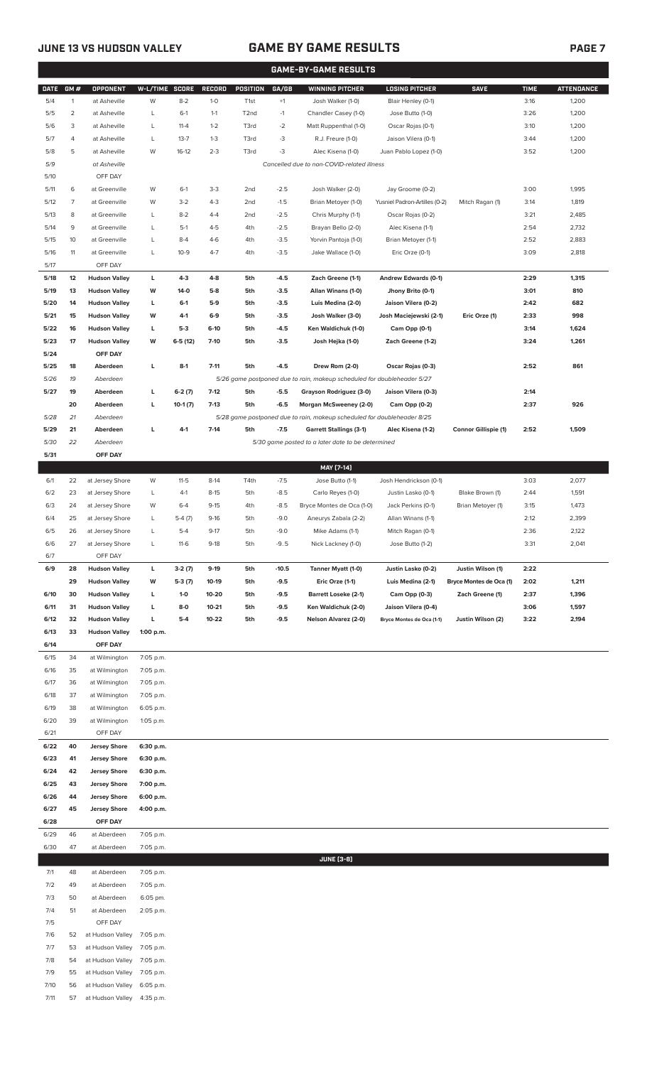# GAME BY GAME RESULTS

JUNE 13 VS HUDSON VALLEY

## GAME-BY-GAME RESULTS

| DATE | GM # | OPPONENT | W-L/TIME | SCORE | RECORD | POSITION | GA/GB | WINNING PITCHER | LOSING PITCHER | SAVE | TIME | ATTENDANCE |
|---|---|---|---|---|---|---|---|---|---|---|---|---|
| 5/4 | 1 | at Asheville | W | 8-2 | 1-0 | T1st | +1 | Josh Walker (1-0) | Blair Henley (0-1) | | 3:16 | 1,200 |
| 5/5 | 2 | at Asheville | L | 6-1 | 1-1 | T2nd | -1 | Chandler Casey (1-0) | Jose Butto (1-0) | | 3:26 | 1,200 |
| 5/6 | 3 | at Asheville | L | 11-4 | 1-2 | T3rd | -2 | Matt Ruppenthal (1-0) | Oscar Rojas (0-1) | | 3:10 | 1,200 |
| 5/7 | 4 | at Asheville | L | 13-7 | 1-3 | T3rd | -3 | R.J. Freure (1-0) | Jaison Vilera (0-1) | | 3:44 | 1,200 |
| 5/8 | 5 | at Asheville | W | 16-12 | 2-3 | T3rd | -3 | Alec Kisena (1-0) | Juan Pablo Lopez (1-0) | | 3:52 | 1,200 |
| 5/9 | | at Asheville | | | | | | *Cancelled due to non-COVID-related illness* | | | | |
| 5/10 | | OFF DAY | | | | | | | | | | |
| 5/11 | 6 | at Greenville | W | 6-1 | 3-3 | 2nd | -2.5 | Josh Walker (2-0) | Jay Groome (0-2) | | 3:00 | 1,995 |
| 5/12 | 7 | at Greenville | W | 3-2 | 4-3 | 2nd | -1.5 | Brian Metoyer (1-0) | Yusniel Padron-Artilles (0-2) | Mitch Ragan (1) | 3:14 | 1,819 |
| 5/13 | 8 | at Greenville | L | 8-2 | 4-4 | 2nd | -2.5 | Chris Murphy (1-1) | Oscar Rojas (0-2) | | 3:21 | 2,485 |
| 5/14 | 9 | at Greenville | L | 5-1 | 4-5 | 4th | -2.5 | Brayan Bello (2-0) | Alec Kisena (1-1) | | 2:54 | 2,732 |
| 5/15 | 10 | at Greenville | L | 8-4 | 4-6 | 4th | -3.5 | Yorvin Pantoja (1-0) | Brian Metoyer (1-1) | | 2:52 | 2,883 |
| 5/16 | 11 | at Greenville | L | 10-9 | 4-7 | 4th | -3.5 | Jake Wallace (1-0) | Eric Orze (0-1) | | 3:09 | 2,818 |
| 5/17 | | OFF DAY | | | | | | | | | | |
| **5/18** | **12** | **Hudson Valley** | **L** | **4-3** | **4-8** | **5th** | **-4.5** | **Zach Greene (1-1)** | **Andrew Edwards (0-1)** | | **2:29** | **1,315** |
| **5/19** | **13** | **Hudson Valley** | **W** | **14-0** | **5-8** | **5th** | **-3.5** | **Allan Winans (1-0)** | **Jhony Brito (0-1)** | | **3:01** | **810** |
| **5/20** | **14** | **Hudson Valley** | **L** | **6-1** | **5-9** | **5th** | **-3.5** | **Luis Medina (2-0)** | **Jaison Vilera (0-2)** | | **2:42** | **682** |
| **5/21** | **15** | **Hudson Valley** | **W** | **4-1** | **6-9** | **5th** | **-3.5** | **Josh Walker (3-0)** | **Josh Maciejewski (2-1)** | **Eric Orze (1)** | **2:33** | **998** |
| **5/22** | **16** | **Hudson Valley** | **L** | **5-3** | **6-10** | **5th** | **-4.5** | **Ken Waldichuk (1-0)** | **Cam Opp (0-1)** | | **3:14** | **1,624** |
| **5/23** | **17** | **Hudson Valley** | **W** | **6-5 (12)** | **7-10** | **5th** | **-3.5** | **Josh Hejka (1-0)** | **Zach Greene (1-2)** | | **3:24** | **1,261** |
| **5/24** | | **OFF DAY** | | | | | | | | | | |
| **5/25** | **18** | **Aberdeen** | **L** | **8-1** | **7-11** | **5th** | **-4.5** | **Drew Rom (2-0)** | **Oscar Rojas (0-3)** | | **2:52** | **861** |
| *5/26* | *19* | *Aberdeen* | | | | | | *5/26 game postponed due to rain, makeup scheduled for doubleheader 5/27* | | | | |
| **5/27** | **19** | **Aberdeen** | **L** | **6-2 (7)** | **7-12** | **5th** | **-5.5** | **Grayson Rodriguez (3-0)** | **Jaison Vilera (0-3)** | | **2:14** | |
| | **20** | **Aberdeen** | **L** | **10-1 (7)** | **7-13** | **5th** | **-6.5** | **Morgan McSweeney (2-0)** | **Cam Opp (0-2)** | | **2:37** | **926** |
| *5/28* | *21* | *Aberdeen* | | | | | | *5/28 game postponed due to rain, makeup scheduled for doubleheader 8/25* | | | | |
| **5/29** | **21** | **Aberdeen** | **L** | **4-1** | **7-14** | **5th** | **-7.5** | **Garrett Stallings (3-1)** | **Alec Kisena (1-2)** | **Connor Gillispie (1)** | **2:52** | **1,509** |
| *5/30* | *22* | *Aberdeen* | | | | | | *5/30 game posted to a later date to be determined* | | | | |
| **5/31** | | **OFF DAY** | | | | | | | | | | |
| | | | | | | | | **MAY [7-14]** | | | | |
| 6/1 | 22 | at Jersey Shore | W | 11-5 | 8-14 | T4th | -7.5 | Jose Butto (1-1) | Josh Hendrickson (0-1) | | 3:03 | 2,077 |
| 6/2 | 23 | at Jersey Shore | L | 4-1 | 8-15 | 5th | -8.5 | Carlo Reyes (1-0) | Justin Lasko (0-1) | Blake Brown (1) | 2:44 | 1,591 |
| 6/3 | 24 | at Jersey Shore | W | 6-4 | 9-15 | 4th | -8.5 | Bryce Montes de Oca (1-0) | Jack Perkins (0-1) | Brian Metoyer (1) | 3:15 | 1,473 |
| 6/4 | 25 | at Jersey Shore | L | 5-4 (7) | 9-16 | 5th | -9.0 | Aneurys Zabala (2-2) | Allan Winans (1-1) | | 2:12 | 2,399 |
| 6/5 | 26 | at Jersey Shore | L | 5-4 | 9-17 | 5th | -9.0 | Mike Adams (1-1) | Mitch Ragan (0-1) | | 2:36 | 2,122 |
| 6/6 | 27 | at Jersey Shore | L | 11-6 | 9-18 | 5th | -9..5 | Nick Lackney (1-0) | Jose Butto (1-2) | | 3:31 | 2,041 |
| 6/7 | | OFF DAY | | | | | | | | | | |
| **6/9** | **28** | **Hudson Valley** | **L** | **3-2 (7)** | **9-19** | **5th** | **-10.5** | **Tanner Myatt (1-0)** | **Justin Lasko (0-2)** | **Justin Wilson (1)** | **2:22** | |
| | **29** | **Hudson Valley** | **W** | **5-3 (7)** | **10-19** | **5th** | **-9.5** | **Eric Orze (1-1)** | **Luis Medina (2-1)** | **Bryce Montes de Oca (1)** | **2:02** | **1,211** |
| **6/10** | **30** | **Hudson Valley** | **L** | **1-0** | **10-20** | **5th** | **-9.5** | **Barrett Loseke (2-1)** | **Cam Opp (0-3)** | **Zach Greene (1)** | **2:37** | **1,396** |
| **6/11** | **31** | **Hudson Valley** | **L** | **8-0** | **10-21** | **5th** | **-9.5** | **Ken Waldichuk (2-0)** | **Jaison Vilera (0-4)** | | **3:06** | **1,597** |
| **6/12** | **32** | **Hudson Valley** | **L** | **5-4** | **10-22** | **5th** | **-9.5** | **Nelson Alvarez (2-0)** | **Bryce Montes de Oca (1-1)** | **Justin Wilson (2)** | **3:22** | **2,194** |
| **6/13** | **33** | **Hudson Valley** | **1:00 p.m.** | | | | | | | | | |
| **6/14** | | **OFF DAY** | | | | | | | | | | |
| 6/15 | 34 | at Wilmington | 7:05 p.m. | | | | | | | | | |
| 6/16 | 35 | at Wilmington | 7:05 p.m. | | | | | | | | | |
| 6/17 | 36 | at Wilmington | 7:05 p.m. | | | | | | | | | |
| 6/18 | 37 | at Wilmington | 7:05 p.m. | | | | | | | | | |
| 6/19 | 38 | at Wilmington | 6:05 p.m. | | | | | | | | | |
| 6/20 | 39 | at Wilmington | 1:05 p.m. | | | | | | | | | |
| 6/21 | | OFF DAY | | | | | | | | | | |
| **6/22** | **40** | **Jersey Shore** | **6:30 p.m.** | | | | | | | | | |
| **6/23** | **41** | **Jersey Shore** | **6:30 p.m.** | | | | | | | | | |
| **6/24** | **42** | **Jersey Shore** | **6:30 p.m.** | | | | | | | | | |
| **6/25** | **43** | **Jersey Shore** | **7:00 p.m.** | | | | | | | | | |
| **6/26** | **44** | **Jersey Shore** | **6:00 p.m.** | | | | | | | | | |
| **6/27** | **45** | **Jersey Shore** | **4:00 p.m.** | | | | | | | | | |
| **6/28** | | **OFF DAY** | | | | | | | | | | |
| 6/29 | 46 | at Aberdeen | 7:05 p.m. | | | | | | | | | |
| 6/30 | 47 | at Aberdeen | 7:05 p.m. | | | | | | | | | |
| | | | | | | | | **JUNE [3-8]** | | | | |
| 7/1 | 48 | at Aberdeen | 7:05 p.m. | | | | | | | | | |
| 7/2 | 49 | at Aberdeen | 7:05 p.m. | | | | | | | | | |
| 7/3 | 50 | at Aberdeen | 6:05 pm. | | | | | | | | | |
| 7/4 | 51 | at Aberdeen | 2:05 p.m. | | | | | | | | | |
| 7/5 | | OFF DAY | | | | | | | | | | |
| 7/6 | 52 | at Hudson Valley | 7:05 p.m. | | | | | | | | | |
| 7/7 | 53 | at Hudson Valley | 7:05 p.m. | | | | | | | | | |
| 7/8 | 54 | at Hudson Valley | 7:05 p.m. | | | | | | | | | |
| 7/9 | 55 | at Hudson Valley | 7:05 p.m. | | | | | | | | | |
| 7/10 | 56 | at Hudson Valley | 6:05 p.m. | | | | | | | | | |
| 7/11 | 57 | at Hudson Valley | 4:35 p.m. | | | | | | | | | |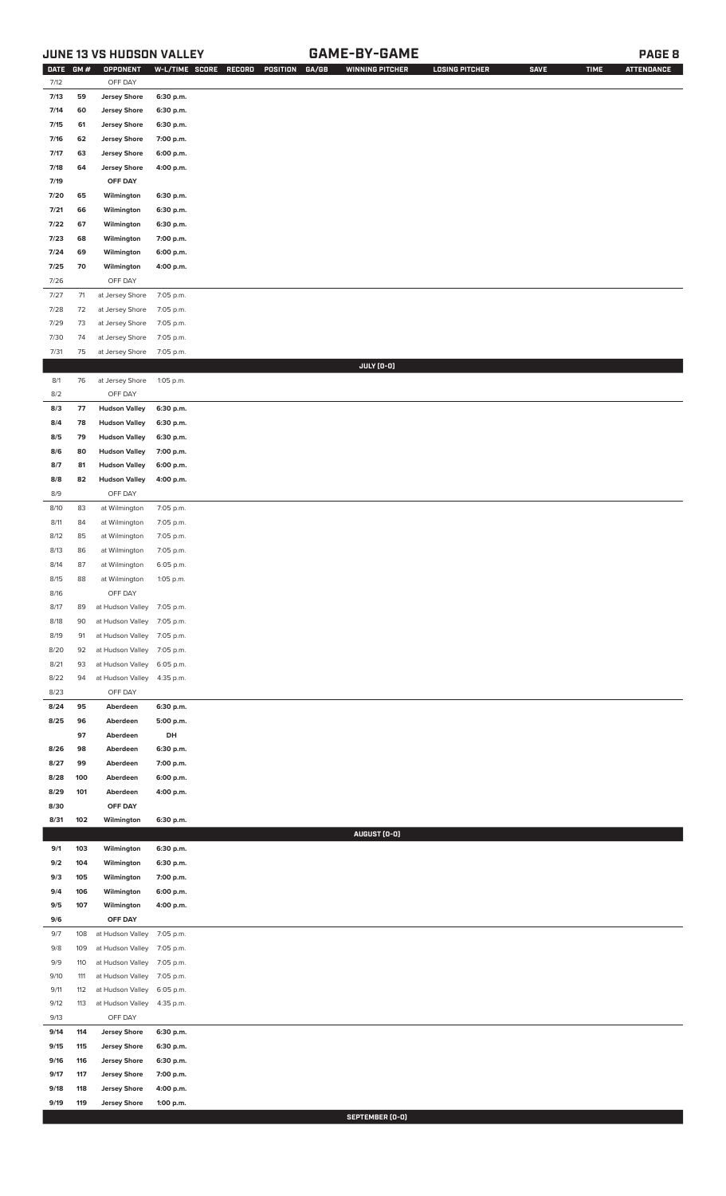## JUNE 13 VS HUDSON VALLEY — GAME-BY-GAME

| DATE | GM # | OPPONENT | W-L/TIME | SCORE | RECORD | POSITION | GA/GB | WINNING PITCHER | LOSING PITCHER | SAVE | TIME | ATTENDANCE |
|---|---|---|---|---|---|---|---|---|---|---|---|---|
| 7/12 | | OFF DAY | | | | | | | | | | |
| 7/13 | 59 | Jersey Shore | 6:30 p.m. | | | | | | | | | |
| 7/14 | 60 | Jersey Shore | 6:30 p.m. | | | | | | | | | |
| 7/15 | 61 | Jersey Shore | 6:30 p.m. | | | | | | | | | |
| 7/16 | 62 | Jersey Shore | 7:00 p.m. | | | | | | | | | |
| 7/17 | 63 | Jersey Shore | 6:00 p.m. | | | | | | | | | |
| 7/18 | 64 | Jersey Shore | 4:00 p.m. | | | | | | | | | |
| 7/19 | | OFF DAY | | | | | | | | | | |
| 7/20 | 65 | Wilmington | 6:30 p.m. | | | | | | | | | |
| 7/21 | 66 | Wilmington | 6:30 p.m. | | | | | | | | | |
| 7/22 | 67 | Wilmington | 6:30 p.m. | | | | | | | | | |
| 7/23 | 68 | Wilmington | 7:00 p.m. | | | | | | | | | |
| 7/24 | 69 | Wilmington | 6:00 p.m. | | | | | | | | | |
| 7/25 | 70 | Wilmington | 4:00 p.m. | | | | | | | | | |
| 7/26 | | OFF DAY | | | | | | | | | | |
| 7/27 | 71 | at Jersey Shore | 7:05 p.m. | | | | | | | | | |
| 7/28 | 72 | at Jersey Shore | 7:05 p.m. | | | | | | | | | |
| 7/29 | 73 | at Jersey Shore | 7:05 p.m. | | | | | | | | | |
| 7/30 | 74 | at Jersey Shore | 7:05 p.m. | | | | | | | | | |
| 7/31 | 75 | at Jersey Shore | 7:05 p.m. | | | | | | | | | |
| | | | | | | | | JULY (0-0) | | | | |
| 8/1 | 76 | at Jersey Shore | 1:05 p.m. | | | | | | | | | |
| 8/2 | | OFF DAY | | | | | | | | | | |
| 8/3 | 77 | Hudson Valley | 6:30 p.m. | | | | | | | | | |
| 8/4 | 78 | Hudson Valley | 6:30 p.m. | | | | | | | | | |
| 8/5 | 79 | Hudson Valley | 6:30 p.m. | | | | | | | | | |
| 8/6 | 80 | Hudson Valley | 7:00 p.m. | | | | | | | | | |
| 8/7 | 81 | Hudson Valley | 6:00 p.m. | | | | | | | | | |
| 8/8 | 82 | Hudson Valley | 4:00 p.m. | | | | | | | | | |
| 8/9 | | OFF DAY | | | | | | | | | | |
| 8/10 | 83 | at Wilmington | 7:05 p.m. | | | | | | | | | |
| 8/11 | 84 | at Wilmington | 7:05 p.m. | | | | | | | | | |
| 8/12 | 85 | at Wilmington | 7:05 p.m. | | | | | | | | | |
| 8/13 | 86 | at Wilmington | 7:05 p.m. | | | | | | | | | |
| 8/14 | 87 | at Wilmington | 6:05 p.m. | | | | | | | | | |
| 8/15 | 88 | at Wilmington | 1:05 p.m. | | | | | | | | | |
| 8/16 | | OFF DAY | | | | | | | | | | |
| 8/17 | 89 | at Hudson Valley | 7:05 p.m. | | | | | | | | | |
| 8/18 | 90 | at Hudson Valley | 7:05 p.m. | | | | | | | | | |
| 8/19 | 91 | at Hudson Valley | 7:05 p.m. | | | | | | | | | |
| 8/20 | 92 | at Hudson Valley | 7:05 p.m. | | | | | | | | | |
| 8/21 | 93 | at Hudson Valley | 6:05 p.m. | | | | | | | | | |
| 8/22 | 94 | at Hudson Valley | 4:35 p.m. | | | | | | | | | |
| 8/23 | | OFF DAY | | | | | | | | | | |
| 8/24 | 95 | Aberdeen | 6:30 p.m. | | | | | | | | | |
| 8/25 | 96 | Aberdeen | 5:00 p.m. | | | | | | | | | |
| | 97 | Aberdeen | DH | | | | | | | | | |
| 8/26 | 98 | Aberdeen | 6:30 p.m. | | | | | | | | | |
| 8/27 | 99 | Aberdeen | 7:00 p.m. | | | | | | | | | |
| 8/28 | 100 | Aberdeen | 6:00 p.m. | | | | | | | | | |
| 8/29 | 101 | Aberdeen | 4:00 p.m. | | | | | | | | | |
| 8/30 | | OFF DAY | | | | | | | | | | |
| 8/31 | 102 | Wilmington | 6:30 p.m. | | | | | | | | | |
| | | | | | | | | AUGUST (0-0) | | | | |
| 9/1 | 103 | Wilmington | 6:30 p.m. | | | | | | | | | |
| 9/2 | 104 | Wilmington | 6:30 p.m. | | | | | | | | | |
| 9/3 | 105 | Wilmington | 7:00 p.m. | | | | | | | | | |
| 9/4 | 106 | Wilmington | 6:00 p.m. | | | | | | | | | |
| 9/5 | 107 | Wilmington | 4:00 p.m. | | | | | | | | | |
| 9/6 | | OFF DAY | | | | | | | | | | |
| 9/7 | 108 | at Hudson Valley | 7:05 p.m. | | | | | | | | | |
| 9/8 | 109 | at Hudson Valley | 7:05 p.m. | | | | | | | | | |
| 9/9 | 110 | at Hudson Valley | 7:05 p.m. | | | | | | | | | |
| 9/10 | 111 | at Hudson Valley | 7:05 p.m. | | | | | | | | | |
| 9/11 | 112 | at Hudson Valley | 6:05 p.m. | | | | | | | | | |
| 9/12 | 113 | at Hudson Valley | 4:35 p.m. | | | | | | | | | |
| 9/13 | | OFF DAY | | | | | | | | | | |
| 9/14 | 114 | Jersey Shore | 6:30 p.m. | | | | | | | | | |
| 9/15 | 115 | Jersey Shore | 6:30 p.m. | | | | | | | | | |
| 9/16 | 116 | Jersey Shore | 6:30 p.m. | | | | | | | | | |
| 9/17 | 117 | Jersey Shore | 7:00 p.m. | | | | | | | | | |
| 9/18 | 118 | Jersey Shore | 4:00 p.m. | | | | | | | | | |
| 9/19 | 119 | Jersey Shore | 1:00 p.m. | | | | | | | | | |
| | | | | | | | | SEPTEMBER (0-0) | | | | |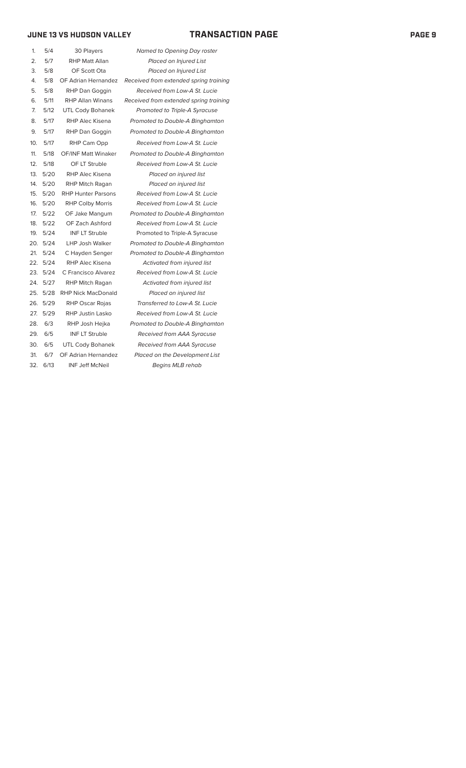## TRANSACTION PAGE

| | | | |
|---|---|---|---|
| 1. | 5/4 | 30 Players | *Named to Opening Day roster* |
| 2. | 5/7 | RHP Matt Allan | *Placed on Injured List* |
| 3. | 5/8 | OF Scott Ota | *Placed on Injured List* |
| 4. | 5/8 | OF Adrian Hernandez | *Received from extended spring training* |
| 5. | 5/8 | RHP Dan Goggin | *Received from Low-A St. Lucie* |
| 6. | 5/11 | RHP Allan Winans | *Received from extended spring training* |
| 7. | 5/12 | UTL Cody Bohanek | *Promoted to Triple-A Syracuse* |
| 8. | 5/17 | RHP Alec Kisena | *Promoted to Double-A Binghamton* |
| 9. | 5/17 | RHP Dan Goggin | *Promoted to Double-A Binghamton* |
| 10. | 5/17 | RHP Cam Opp | *Received from Low-A St. Lucie* |
| 11. | 5/18 | OF/INF Matt Winaker | *Promoted to Double-A Binghamton* |
| 12. | 5/18 | OF LT Struble | *Received from Low-A St. Lucie* |
| 13. | 5/20 | RHP Alec Kisena | *Placed on injured list* |
| 14. | 5/20 | RHP Mitch Ragan | *Placed on injured list* |
| 15. | 5/20 | RHP Hunter Parsons | *Received from Low-A St. Lucie* |
| 16. | 5/20 | RHP Colby Morris | *Received from Low-A St. Lucie* |
| 17. | 5/22 | OF Jake Mangum | *Promoted to Double-A Binghamton* |
| 18. | 5/22 | OF Zach Ashford | *Received from Low-A St. Lucie* |
| 19. | 5/24 | INF LT Struble | Promoted to Triple-A Syracuse |
| 20. | 5/24 | LHP Josh Walker | *Promoted to Double-A Binghamton* |
| 21. | 5/24 | C Hayden Senger | *Promoted to Double-A Binghamton* |
| 22. | 5/24 | RHP Alec Kisena | *Activated from injured list* |
| 23. | 5/24 | C Francisco Alvarez | *Received from Low-A St. Lucie* |
| 24. | 5/27 | RHP Mitch Ragan | *Activated from injured list* |
| 25. | 5/28 | RHP Nick MacDonald | *Placed on injured list* |
| 26. | 5/29 | RHP Oscar Rojas | *Transferred to Low-A St. Lucie* |
| 27. | 5/29 | RHP Justin Lasko | *Received from Low-A St. Lucie* |
| 28. | 6/3 | RHP Josh Hejka | *Promoted to Double-A Binghamton* |
| 29. | 6/5 | INF LT Struble | *Received from AAA Syracuse* |
| 30. | 6/5 | UTL Cody Bohanek | *Received from AAA Syracuse* |
| 31. | 6/7 | OF Adrian Hernandez | *Placed on the Development List* |
| 32. | 6/13 | INF Jeff McNeil | *Begins MLB rehab* |